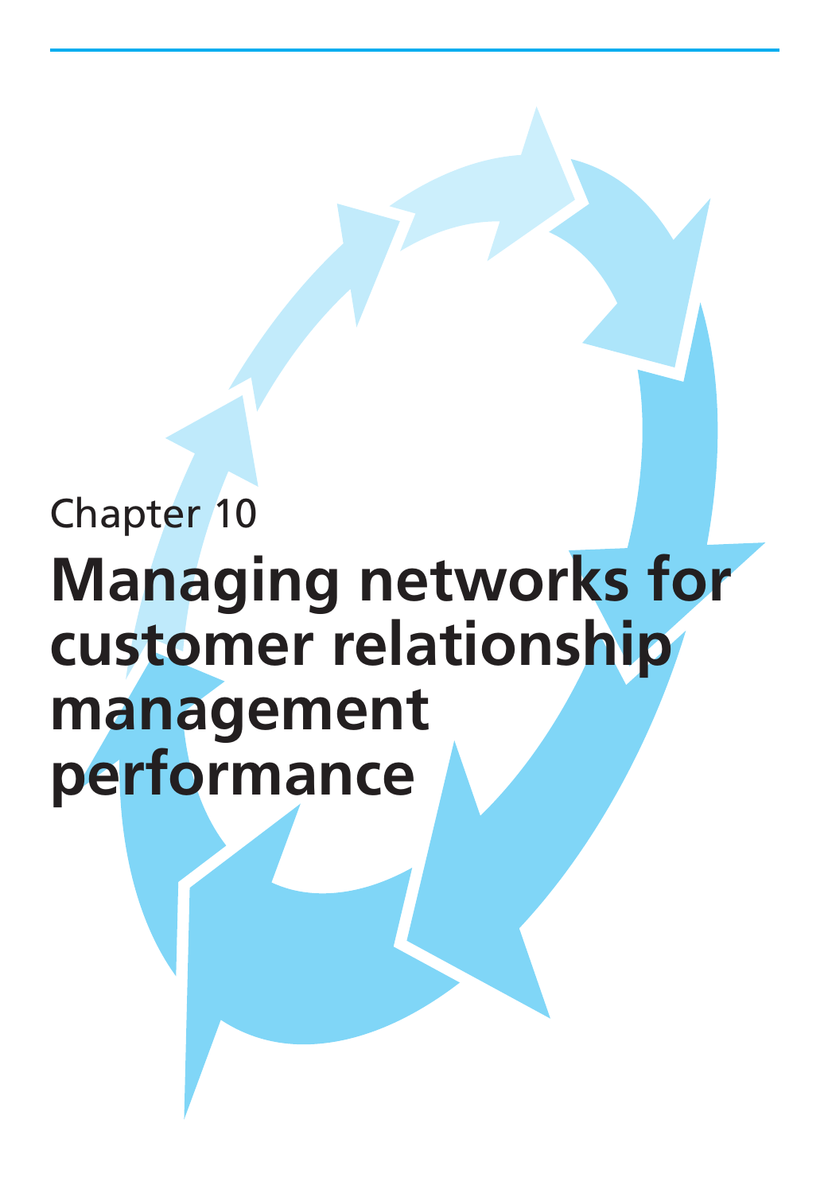Chapter 10

# Managing networks for customer relationship management performance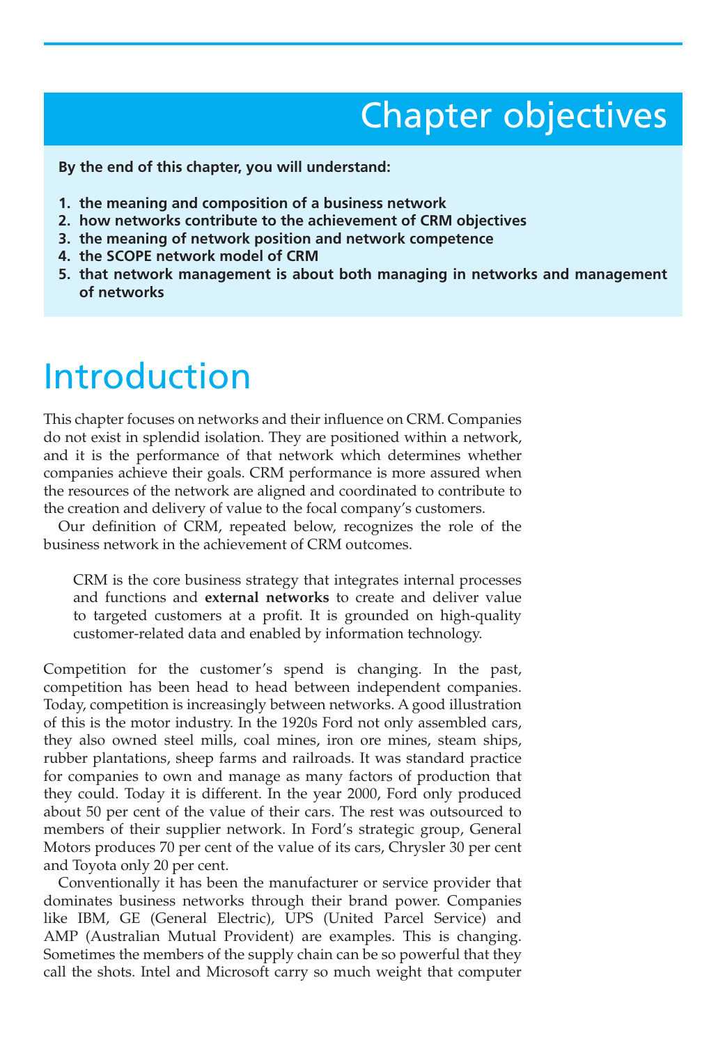# Chapter objectives

**By the end of this chapter, you will understand:**

1. **the meaning and composition of a business network**
2. **how networks contribute to the achievement of CRM objectives**
3. **the meaning of network position and network competence**
4. **the SCOPE network model of CRM**
5. **that network management is about both managing in networks and management of networks**

# Introduction

This chapter focuses on networks and their influence on CRM. Companies do not exist in splendid isolation. They are positioned within a network, and it is the performance of that network which determines whether companies achieve their goals. CRM performance is more assured when the resources of the network are aligned and coordinated to contribute to the creation and delivery of value to the focal company's customers.

Our definition of CRM, repeated below, recognizes the role of the business network in the achievement of CRM outcomes.

> CRM is the core business strategy that integrates internal processes and functions and **external networks** to create and deliver value to targeted customers at a profit. It is grounded on high-quality customer-related data and enabled by information technology.

Competition for the customer's spend is changing. In the past, competition has been head to head between independent companies. Today, competition is increasingly between networks. A good illustration of this is the motor industry. In the 1920s Ford not only assembled cars, they also owned steel mills, coal mines, iron ore mines, steam ships, rubber plantations, sheep farms and railroads. It was standard practice for companies to own and manage as many factors of production that they could. Today it is different. In the year 2000, Ford only produced about 50 per cent of the value of their cars. The rest was outsourced to members of their supplier network. In Ford's strategic group, General Motors produces 70 per cent of the value of its cars, Chrysler 30 per cent and Toyota only 20 per cent.

Conventionally it has been the manufacturer or service provider that dominates business networks through their brand power. Companies like IBM, GE (General Electric), UPS (United Parcel Service) and AMP (Australian Mutual Provident) are examples. This is changing. Sometimes the members of the supply chain can be so powerful that they call the shots. Intel and Microsoft carry so much weight that computer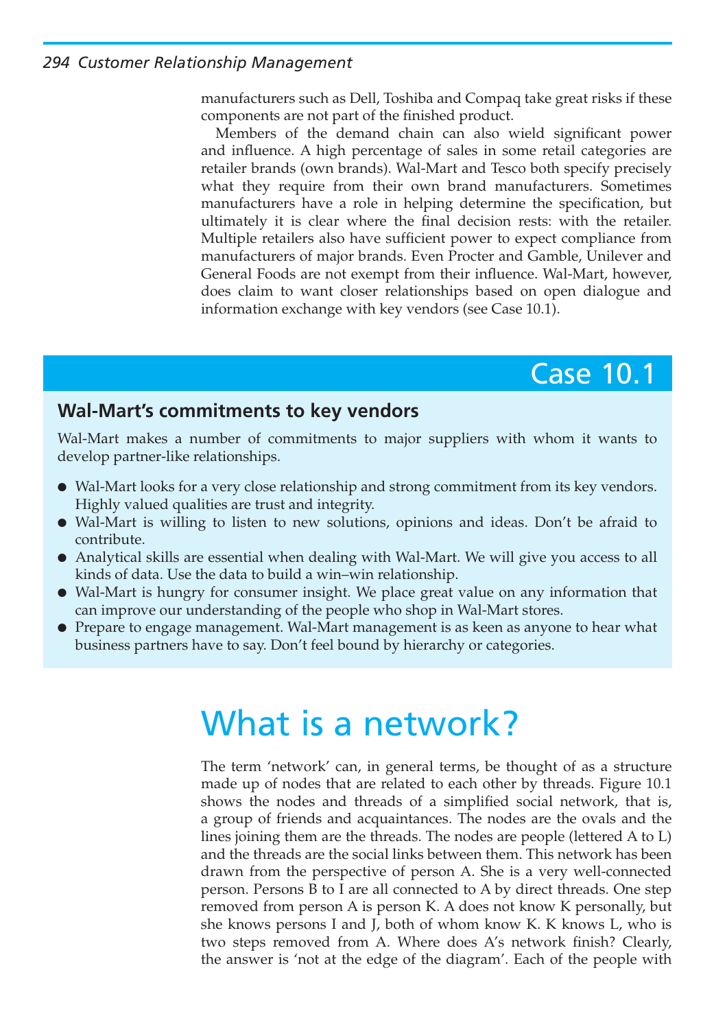manufacturers such as Dell, Toshiba and Compaq take great risks if these components are not part of the finished product.

Members of the demand chain can also wield significant power and influence. A high percentage of sales in some retail categories are retailer brands (own brands). Wal-Mart and Tesco both specify precisely what they require from their own brand manufacturers. Sometimes manufacturers have a role in helping determine the specification, but ultimately it is clear where the final decision rests: with the retailer. Multiple retailers also have sufficient power to expect compliance from manufacturers of major brands. Even Procter and Gamble, Unilever and General Foods are not exempt from their influence. Wal-Mart, however, does claim to want closer relationships based on open dialogue and information exchange with key vendors (see Case 10.1).

## Case 10.1

### Wal-Mart's commitments to key vendors

Wal-Mart makes a number of commitments to major suppliers with whom it wants to develop partner-like relationships.

- Wal-Mart looks for a very close relationship and strong commitment from its key vendors. Highly valued qualities are trust and integrity.
- Wal-Mart is willing to listen to new solutions, opinions and ideas. Don't be afraid to contribute.
- Analytical skills are essential when dealing with Wal-Mart. We will give you access to all kinds of data. Use the data to build a win–win relationship.
- Wal-Mart is hungry for consumer insight. We place great value on any information that can improve our understanding of the people who shop in Wal-Mart stores.
- Prepare to engage management. Wal-Mart management is as keen as anyone to hear what business partners have to say. Don't feel bound by hierarchy or categories.

# What is a network?

The term 'network' can, in general terms, be thought of as a structure made up of nodes that are related to each other by threads. Figure 10.1 shows the nodes and threads of a simplified social network, that is, a group of friends and acquaintances. The nodes are the ovals and the lines joining them are the threads. The nodes are people (lettered A to L) and the threads are the social links between them. This network has been drawn from the perspective of person A. She is a very well-connected person. Persons B to I are all connected to A by direct threads. One step removed from person A is person K. A does not know K personally, but she knows persons I and J, both of whom know K. K knows L, who is two steps removed from A. Where does A's network finish? Clearly, the answer is 'not at the edge of the diagram'. Each of the people with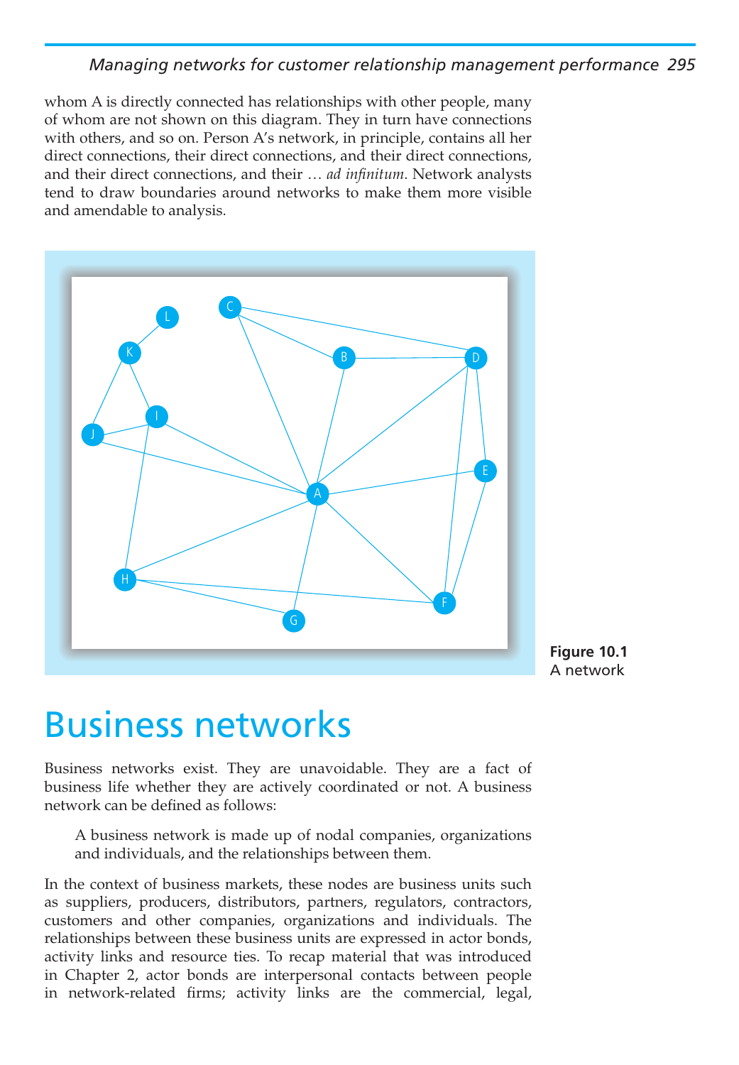whom A is directly connected has relationships with other people, many of whom are not shown on this diagram. They in turn have connections with others, and so on. Person A's network, in principle, contains all her direct connections, their direct connections, and their direct connections, and their direct connections, and their … *ad infinitum*. Network analysts tend to draw boundaries around networks to make them more visible and amendable to analysis.

**Figure 10.1** A network

# Business networks

Business networks exist. They are unavoidable. They are a fact of business life whether they are actively coordinated or not. A business network can be defined as follows:

> A business network is made up of nodal companies, organizations and individuals, and the relationships between them.

In the context of business markets, these nodes are business units such as suppliers, producers, distributors, partners, regulators, contractors, customers and other companies, organizations and individuals. The relationships between these business units are expressed in actor bonds, activity links and resource ties. To recap material that was introduced in Chapter 2, actor bonds are interpersonal contacts between people in network-related firms; activity links are the commercial, legal,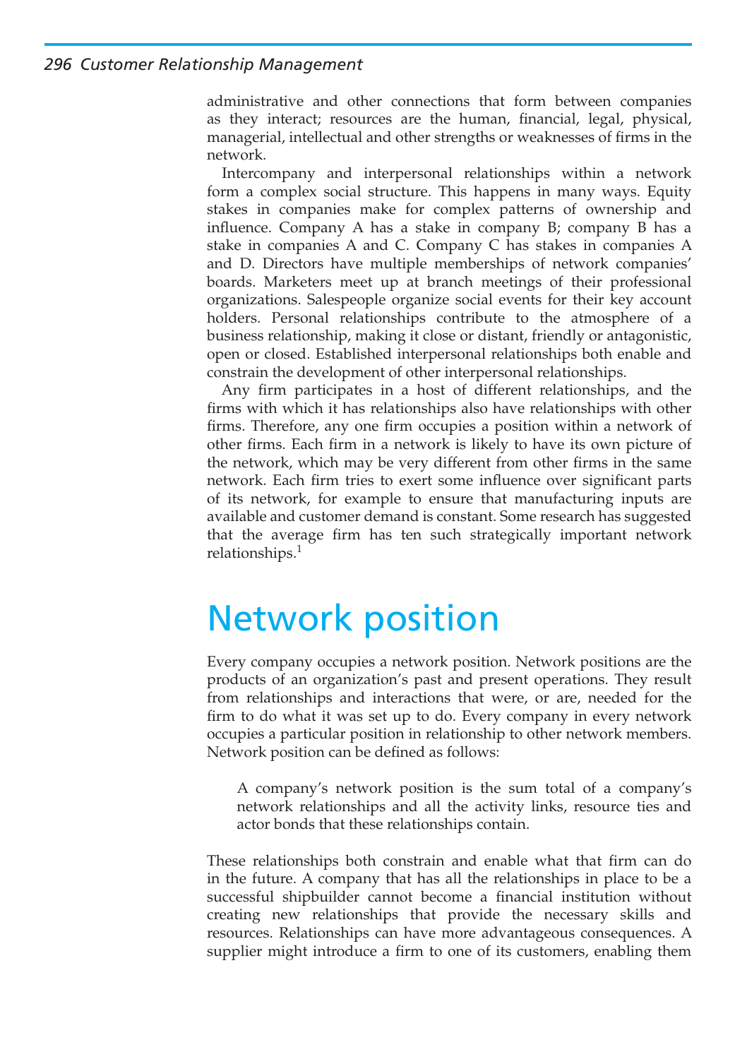administrative and other connections that form between companies as they interact; resources are the human, financial, legal, physical, managerial, intellectual and other strengths or weaknesses of firms in the network.

Intercompany and interpersonal relationships within a network form a complex social structure. This happens in many ways. Equity stakes in companies make for complex patterns of ownership and influence. Company A has a stake in company B; company B has a stake in companies A and C. Company C has stakes in companies A and D. Directors have multiple memberships of network companies' boards. Marketers meet up at branch meetings of their professional organizations. Salespeople organize social events for their key account holders. Personal relationships contribute to the atmosphere of a business relationship, making it close or distant, friendly or antagonistic, open or closed. Established interpersonal relationships both enable and constrain the development of other interpersonal relationships.

Any firm participates in a host of different relationships, and the firms with which it has relationships also have relationships with other firms. Therefore, any one firm occupies a position within a network of other firms. Each firm in a network is likely to have its own picture of the network, which may be very different from other firms in the same network. Each firm tries to exert some influence over significant parts of its network, for example to ensure that manufacturing inputs are available and customer demand is constant. Some research has suggested that the average firm has ten such strategically important network relationships.[1]

# Network position

Every company occupies a network position. Network positions are the products of an organization's past and present operations. They result from relationships and interactions that were, or are, needed for the firm to do what it was set up to do. Every company in every network occupies a particular position in relationship to other network members. Network position can be defined as follows:

> A company's network position is the sum total of a company's network relationships and all the activity links, resource ties and actor bonds that these relationships contain.

These relationships both constrain and enable what that firm can do in the future. A company that has all the relationships in place to be a successful shipbuilder cannot become a financial institution without creating new relationships that provide the necessary skills and resources. Relationships can have more advantageous consequences. A supplier might introduce a firm to one of its customers, enabling them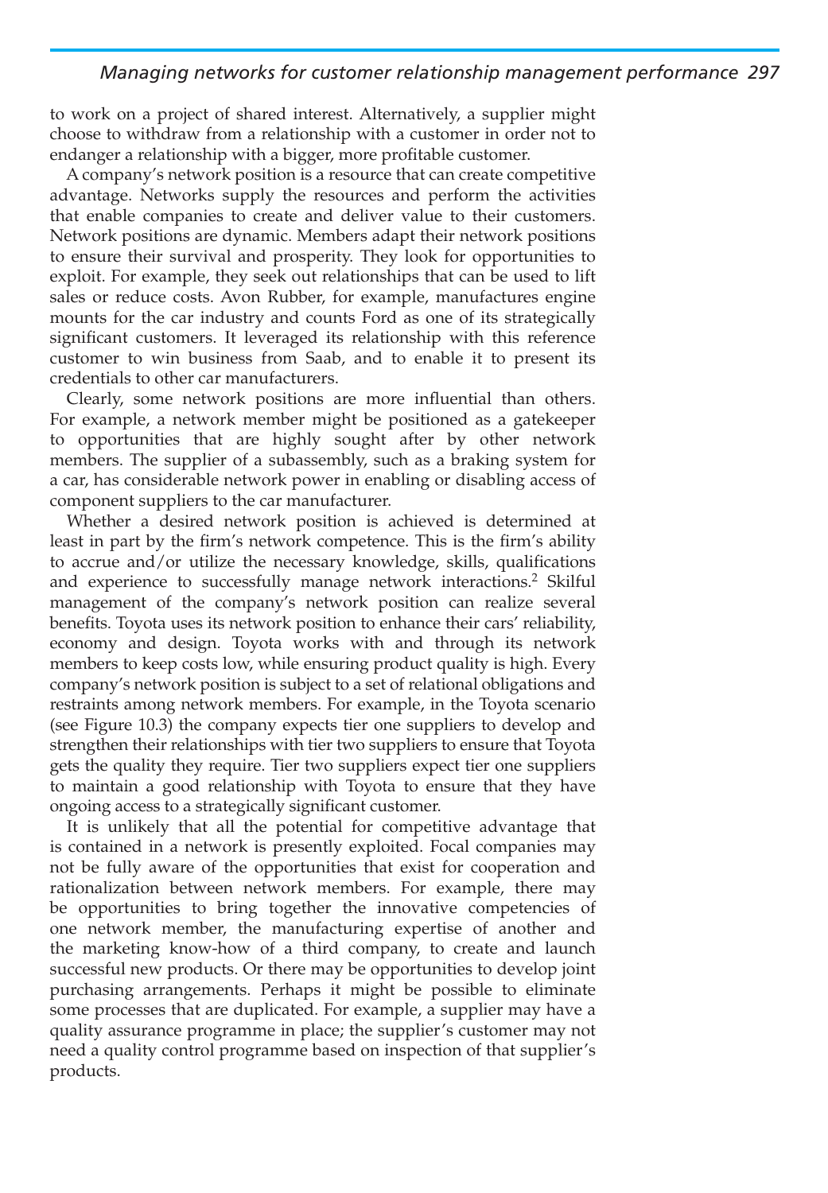to work on a project of shared interest. Alternatively, a supplier might choose to withdraw from a relationship with a customer in order not to endanger a relationship with a bigger, more profitable customer.

A company's network position is a resource that can create competitive advantage. Networks supply the resources and perform the activities that enable companies to create and deliver value to their customers. Network positions are dynamic. Members adapt their network positions to ensure their survival and prosperity. They look for opportunities to exploit. For example, they seek out relationships that can be used to lift sales or reduce costs. Avon Rubber, for example, manufactures engine mounts for the car industry and counts Ford as one of its strategically significant customers. It leveraged its relationship with this reference customer to win business from Saab, and to enable it to present its credentials to other car manufacturers.

Clearly, some network positions are more influential than others. For example, a network member might be positioned as a gatekeeper to opportunities that are highly sought after by other network members. The supplier of a subassembly, such as a braking system for a car, has considerable network power in enabling or disabling access of component suppliers to the car manufacturer.

Whether a desired network position is achieved is determined at least in part by the firm's network competence. This is the firm's ability to accrue and/or utilize the necessary knowledge, skills, qualifications and experience to successfully manage network interactions.[2] Skilful management of the company's network position can realize several benefits. Toyota uses its network position to enhance their cars' reliability, economy and design. Toyota works with and through its network members to keep costs low, while ensuring product quality is high. Every company's network position is subject to a set of relational obligations and restraints among network members. For example, in the Toyota scenario (see Figure 10.3) the company expects tier one suppliers to develop and strengthen their relationships with tier two suppliers to ensure that Toyota gets the quality they require. Tier two suppliers expect tier one suppliers to maintain a good relationship with Toyota to ensure that they have ongoing access to a strategically significant customer.

It is unlikely that all the potential for competitive advantage that is contained in a network is presently exploited. Focal companies may not be fully aware of the opportunities that exist for cooperation and rationalization between network members. For example, there may be opportunities to bring together the innovative competencies of one network member, the manufacturing expertise of another and the marketing know-how of a third company, to create and launch successful new products. Or there may be opportunities to develop joint purchasing arrangements. Perhaps it might be possible to eliminate some processes that are duplicated. For example, a supplier may have a quality assurance programme in place; the supplier's customer may not need a quality control programme based on inspection of that supplier's products.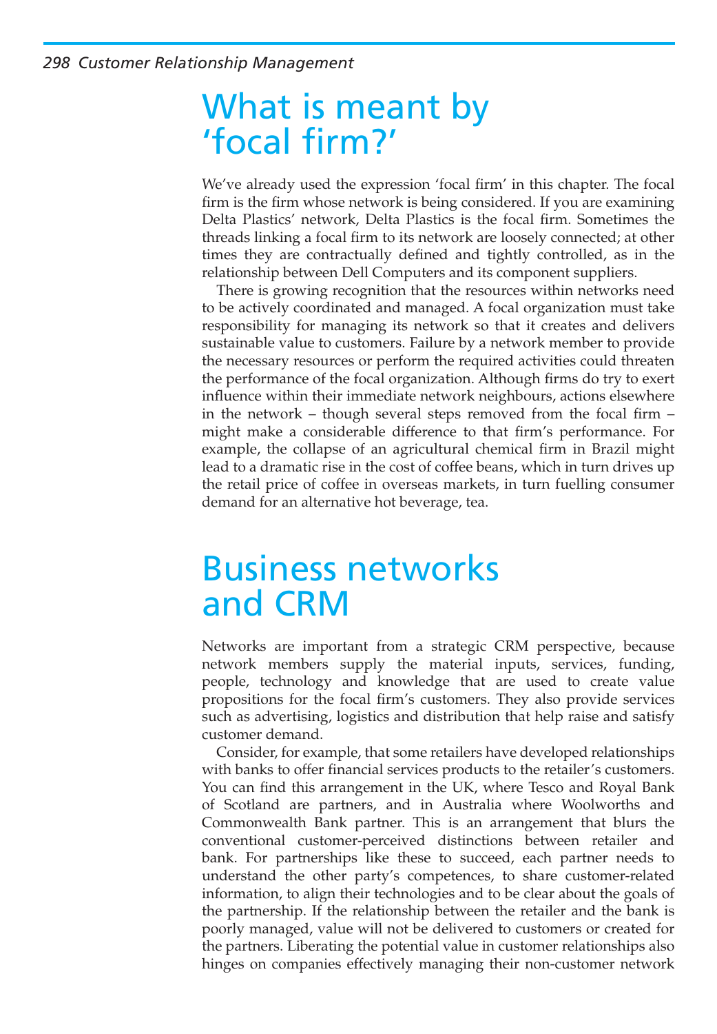# What is meant by 'focal firm?'

We've already used the expression 'focal firm' in this chapter. The focal firm is the firm whose network is being considered. If you are examining Delta Plastics' network, Delta Plastics is the focal firm. Sometimes the threads linking a focal firm to its network are loosely connected; at other times they are contractually defined and tightly controlled, as in the relationship between Dell Computers and its component suppliers.

There is growing recognition that the resources within networks need to be actively coordinated and managed. A focal organization must take responsibility for managing its network so that it creates and delivers sustainable value to customers. Failure by a network member to provide the necessary resources or perform the required activities could threaten the performance of the focal organization. Although firms do try to exert influence within their immediate network neighbours, actions elsewhere in the network – though several steps removed from the focal firm – might make a considerable difference to that firm's performance. For example, the collapse of an agricultural chemical firm in Brazil might lead to a dramatic rise in the cost of coffee beans, which in turn drives up the retail price of coffee in overseas markets, in turn fuelling consumer demand for an alternative hot beverage, tea.

# Business networks and CRM

Networks are important from a strategic CRM perspective, because network members supply the material inputs, services, funding, people, technology and knowledge that are used to create value propositions for the focal firm's customers. They also provide services such as advertising, logistics and distribution that help raise and satisfy customer demand.

Consider, for example, that some retailers have developed relationships with banks to offer financial services products to the retailer's customers. You can find this arrangement in the UK, where Tesco and Royal Bank of Scotland are partners, and in Australia where Woolworths and Commonwealth Bank partner. This is an arrangement that blurs the conventional customer-perceived distinctions between retailer and bank. For partnerships like these to succeed, each partner needs to understand the other party's competences, to share customer-related information, to align their technologies and to be clear about the goals of the partnership. If the relationship between the retailer and the bank is poorly managed, value will not be delivered to customers or created for the partners. Liberating the potential value in customer relationships also hinges on companies effectively managing their non-customer network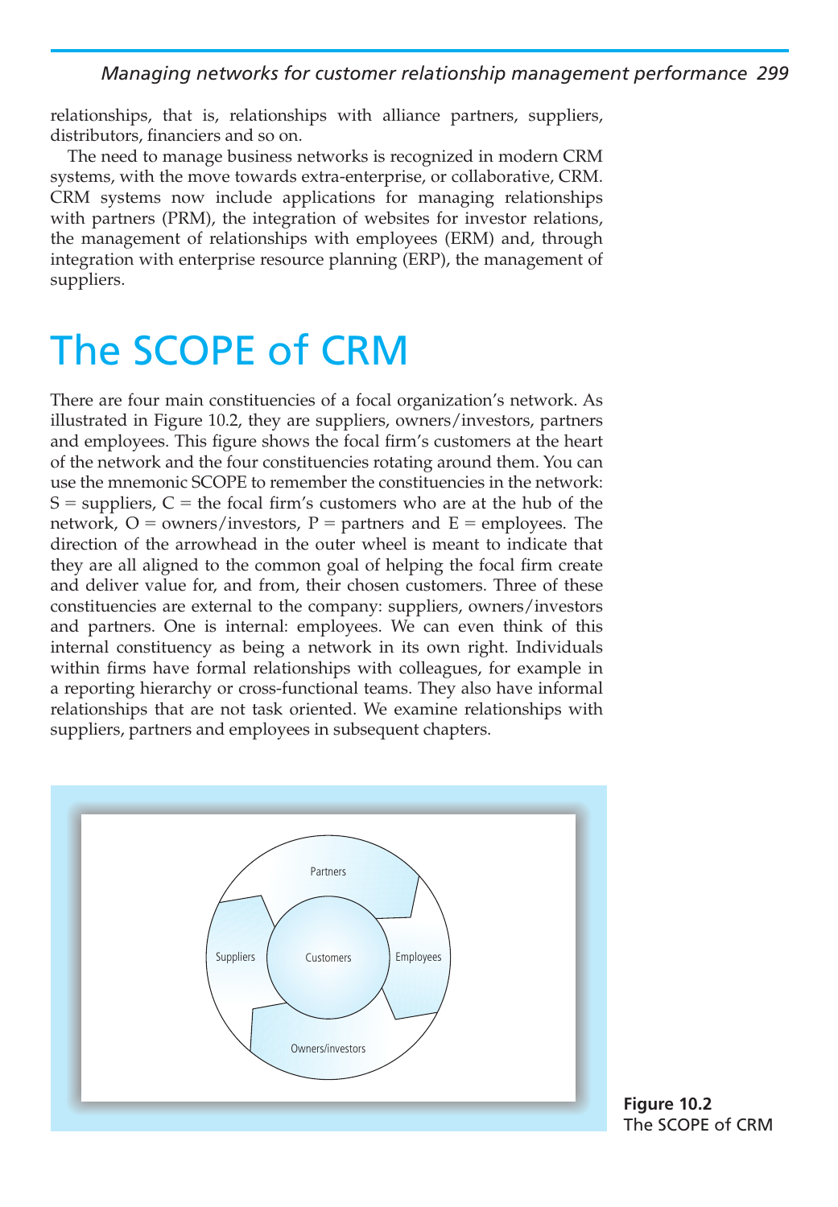relationships, that is, relationships with alliance partners, suppliers, distributors, financiers and so on.

The need to manage business networks is recognized in modern CRM systems, with the move towards extra-enterprise, or collaborative, CRM. CRM systems now include applications for managing relationships with partners (PRM), the integration of websites for investor relations, the management of relationships with employees (ERM) and, through integration with enterprise resource planning (ERP), the management of suppliers.

# The SCOPE of CRM

There are four main constituencies of a focal organization's network. As illustrated in Figure 10.2, they are suppliers, owners/investors, partners and employees. This figure shows the focal firm's customers at the heart of the network and the four constituencies rotating around them. You can use the mnemonic SCOPE to remember the constituencies in the network: S = suppliers, C = the focal firm's customers who are at the hub of the network, O = owners/investors, P = partners and E = employees. The direction of the arrowhead in the outer wheel is meant to indicate that they are all aligned to the common goal of helping the focal firm create and deliver value for, and from, their chosen customers. Three of these constituencies are external to the company: suppliers, owners/investors and partners. One is internal: employees. We can even think of this internal constituency as being a network in its own right. Individuals within firms have formal relationships with colleagues, for example in a reporting hierarchy or cross-functional teams. They also have informal relationships that are not task oriented. We examine relationships with suppliers, partners and employees in subsequent chapters.

Partners

Suppliers

Customers

Employees

Owners/investors

**Figure 10.2**
The SCOPE of CRM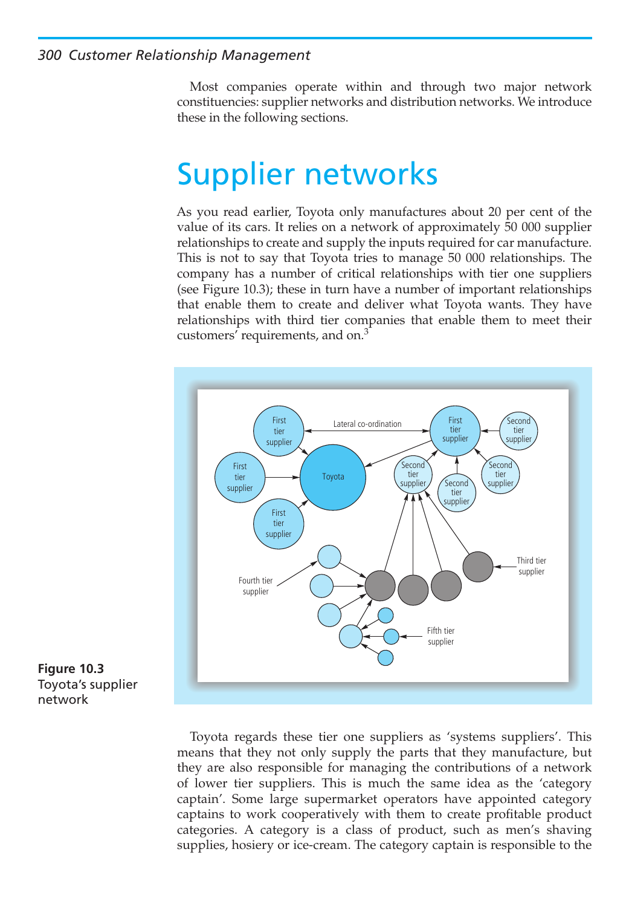Most companies operate within and through two major network constituencies: supplier networks and distribution networks. We introduce these in the following sections.

# Supplier networks

As you read earlier, Toyota only manufactures about 20 per cent of the value of its cars. It relies on a network of approximately 50 000 supplier relationships to create and supply the inputs required for car manufacture. This is not to say that Toyota tries to manage 50 000 relationships. The company has a number of critical relationships with tier one suppliers (see Figure 10.3); these in turn have a number of important relationships that enable them to create and deliver what Toyota wants. They have relationships with third tier companies that enable them to meet their customers' requirements, and on.[3]

**Figure 10.3** Toyota's supplier network

Toyota regards these tier one suppliers as 'systems suppliers'. This means that they not only supply the parts that they manufacture, but they are also responsible for managing the contributions of a network of lower tier suppliers. This is much the same idea as the 'category captain'. Some large supermarket operators have appointed category captains to work cooperatively with them to create profitable product categories. A category is a class of product, such as men's shaving supplies, hosiery or ice-cream. The category captain is responsible to the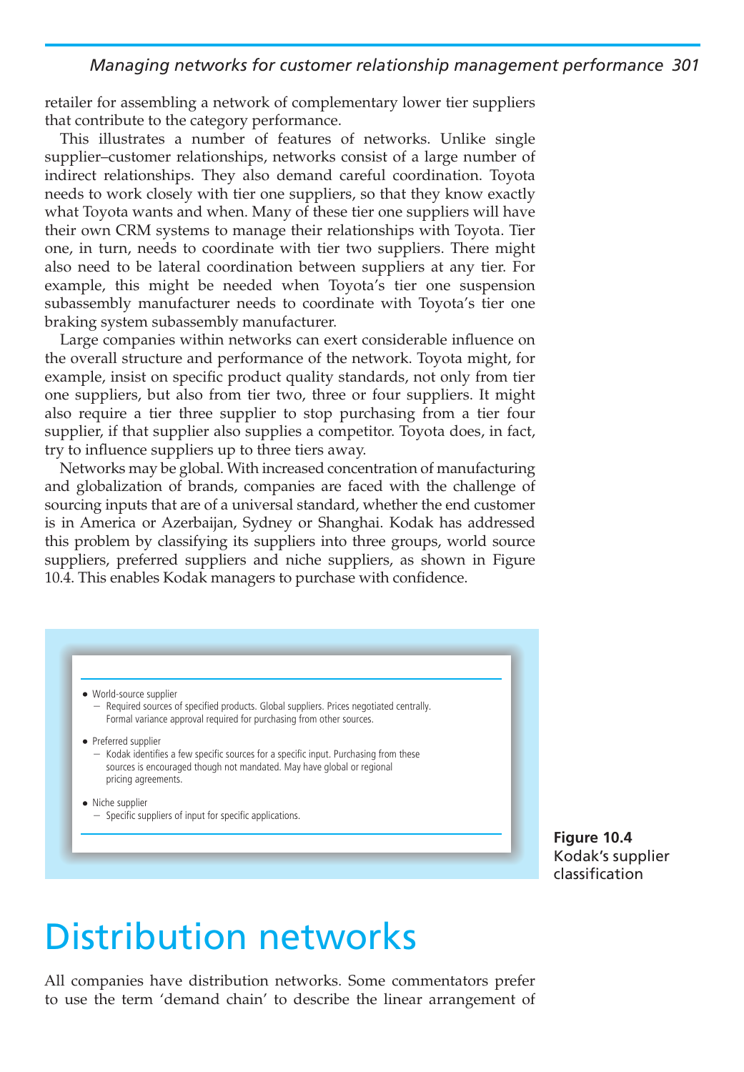retailer for assembling a network of complementary lower tier suppliers that contribute to the category performance.

This illustrates a number of features of networks. Unlike single supplier–customer relationships, networks consist of a large number of indirect relationships. They also demand careful coordination. Toyota needs to work closely with tier one suppliers, so that they know exactly what Toyota wants and when. Many of these tier one suppliers will have their own CRM systems to manage their relationships with Toyota. Tier one, in turn, needs to coordinate with tier two suppliers. There might also need to be lateral coordination between suppliers at any tier. For example, this might be needed when Toyota's tier one suspension subassembly manufacturer needs to coordinate with Toyota's tier one braking system subassembly manufacturer.

Large companies within networks can exert considerable influence on the overall structure and performance of the network. Toyota might, for example, insist on specific product quality standards, not only from tier one suppliers, but also from tier two, three or four suppliers. It might also require a tier three supplier to stop purchasing from a tier four supplier, if that supplier also supplies a competitor. Toyota does, in fact, try to influence suppliers up to three tiers away.

Networks may be global. With increased concentration of manufacturing and globalization of brands, companies are faced with the challenge of sourcing inputs that are of a universal standard, whether the end customer is in America or Azerbaijan, Sydney or Shanghai. Kodak has addressed this problem by classifying its suppliers into three groups, world source suppliers, preferred suppliers and niche suppliers, as shown in Figure 10.4. This enables Kodak managers to purchase with confidence.

- World-source supplier
  - Required sources of specified products. Global suppliers. Prices negotiated centrally. Formal variance approval required for purchasing from other sources.
- Preferred supplier
  - Kodak identifies a few specific sources for a specific input. Purchasing from these sources is encouraged though not mandated. May have global or regional pricing agreements.
- Niche supplier
  - Specific suppliers of input for specific applications.

**Figure 10.4** Kodak's supplier classification

# Distribution networks

All companies have distribution networks. Some commentators prefer to use the term 'demand chain' to describe the linear arrangement of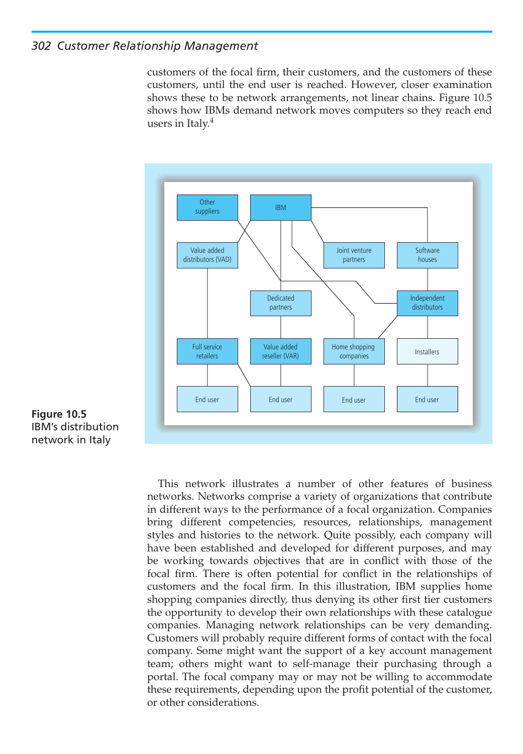customers of the focal firm, their customers, and the customers of these customers, until the end user is reached. However, closer examination shows these to be network arrangements, not linear chains. Figure 10.5 shows how IBMs demand network moves computers so they reach end users in Italy.[4]

**Figure 10.5**
IBM's distribution network in Italy

This network illustrates a number of other features of business networks. Networks comprise a variety of organizations that contribute in different ways to the performance of a focal organization. Companies bring different competencies, resources, relationships, management styles and histories to the network. Quite possibly, each company will have been established and developed for different purposes, and may be working towards objectives that are in conflict with those of the focal firm. There is often potential for conflict in the relationships of customers and the focal firm. In this illustration, IBM supplies home shopping companies directly, thus denying its other first tier customers the opportunity to develop their own relationships with these catalogue companies. Managing network relationships can be very demanding. Customers will probably require different forms of contact with the focal company. Some might want the support of a key account management team; others might want to self-manage their purchasing through a portal. The focal company may or may not be willing to accommodate these requirements, depending upon the profit potential of the customer, or other considerations.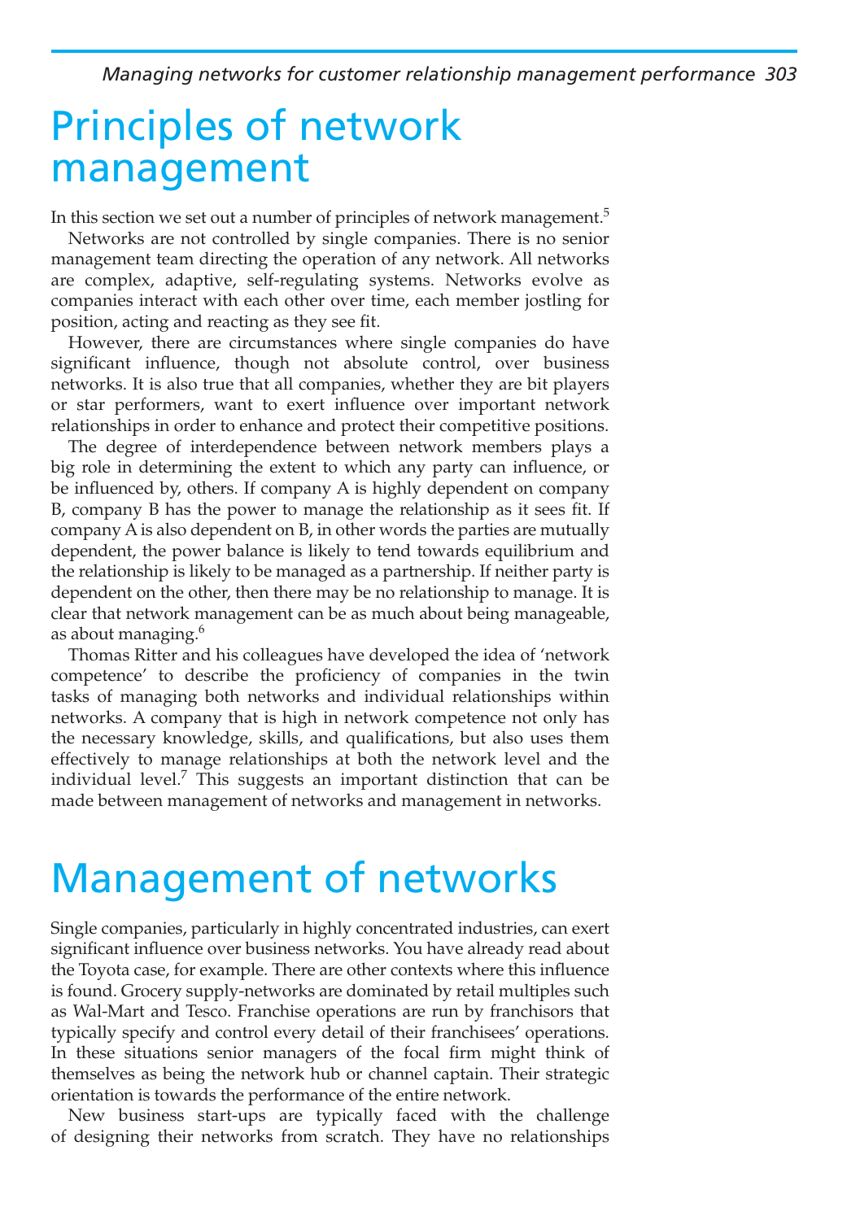# Principles of network management

In this section we set out a number of principles of network management.[5]

Networks are not controlled by single companies. There is no senior management team directing the operation of any network. All networks are complex, adaptive, self-regulating systems. Networks evolve as companies interact with each other over time, each member jostling for position, acting and reacting as they see fit.

However, there are circumstances where single companies do have significant influence, though not absolute control, over business networks. It is also true that all companies, whether they are bit players or star performers, want to exert influence over important network relationships in order to enhance and protect their competitive positions.

The degree of interdependence between network members plays a big role in determining the extent to which any party can influence, or be influenced by, others. If company A is highly dependent on company B, company B has the power to manage the relationship as it sees fit. If company A is also dependent on B, in other words the parties are mutually dependent, the power balance is likely to tend towards equilibrium and the relationship is likely to be managed as a partnership. If neither party is dependent on the other, then there may be no relationship to manage. It is clear that network management can be as much about being manageable, as about managing.[6]

Thomas Ritter and his colleagues have developed the idea of 'network competence' to describe the proficiency of companies in the twin tasks of managing both networks and individual relationships within networks. A company that is high in network competence not only has the necessary knowledge, skills, and qualifications, but also uses them effectively to manage relationships at both the network level and the individual level.[7] This suggests an important distinction that can be made between management of networks and management in networks.

# Management of networks

Single companies, particularly in highly concentrated industries, can exert significant influence over business networks. You have already read about the Toyota case, for example. There are other contexts where this influence is found. Grocery supply-networks are dominated by retail multiples such as Wal-Mart and Tesco. Franchise operations are run by franchisors that typically specify and control every detail of their franchisees' operations. In these situations senior managers of the focal firm might think of themselves as being the network hub or channel captain. Their strategic orientation is towards the performance of the entire network.

New business start-ups are typically faced with the challenge of designing their networks from scratch. They have no relationships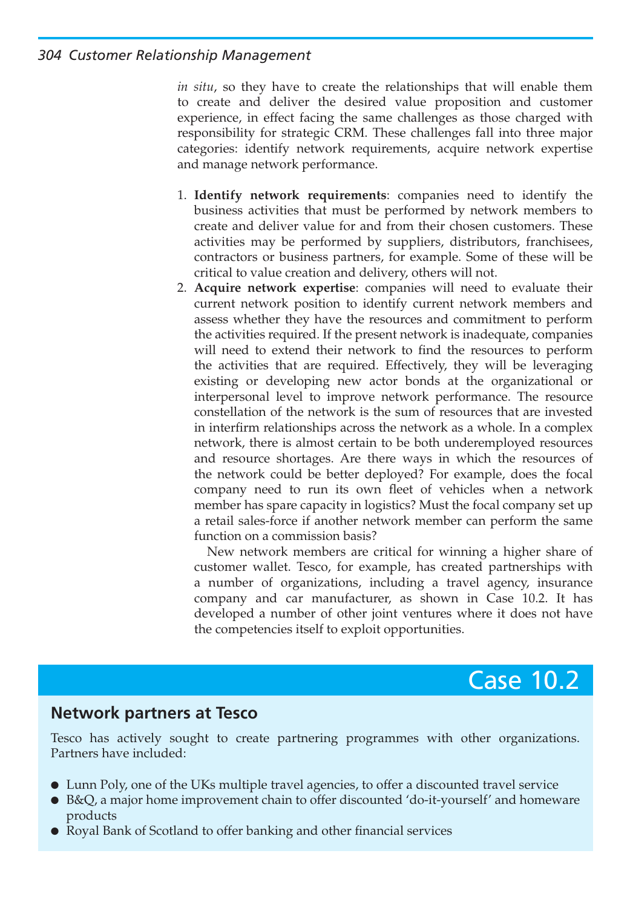*in situ*, so they have to create the relationships that will enable them to create and deliver the desired value proposition and customer experience, in effect facing the same challenges as those charged with responsibility for strategic CRM. These challenges fall into three major categories: identify network requirements, acquire network expertise and manage network performance.

1. **Identify network requirements**: companies need to identify the business activities that must be performed by network members to create and deliver value for and from their chosen customers. These activities may be performed by suppliers, distributors, franchisees, contractors or business partners, for example. Some of these will be critical to value creation and delivery, others will not.
2. **Acquire network expertise**: companies will need to evaluate their current network position to identify current network members and assess whether they have the resources and commitment to perform the activities required. If the present network is inadequate, companies will need to extend their network to find the resources to perform the activities that are required. Effectively, they will be leveraging existing or developing new actor bonds at the organizational or interpersonal level to improve network performance. The resource constellation of the network is the sum of resources that are invested in interfirm relationships across the network as a whole. In a complex network, there is almost certain to be both underemployed resources and resource shortages. Are there ways in which the resources of the network could be better deployed? For example, does the focal company need to run its own fleet of vehicles when a network member has spare capacity in logistics? Must the focal company set up a retail sales-force if another network member can perform the same function on a commission basis?

   New network members are critical for winning a higher share of customer wallet. Tesco, for example, has created partnerships with a number of organizations, including a travel agency, insurance company and car manufacturer, as shown in Case 10.2. It has developed a number of other joint ventures where it does not have the competencies itself to exploit opportunities.

## Case 10.2

### Network partners at Tesco

Tesco has actively sought to create partnering programmes with other organizations. Partners have included:

- Lunn Poly, one of the UKs multiple travel agencies, to offer a discounted travel service
- B&Q, a major home improvement chain to offer discounted 'do-it-yourself' and homeware products
- Royal Bank of Scotland to offer banking and other financial services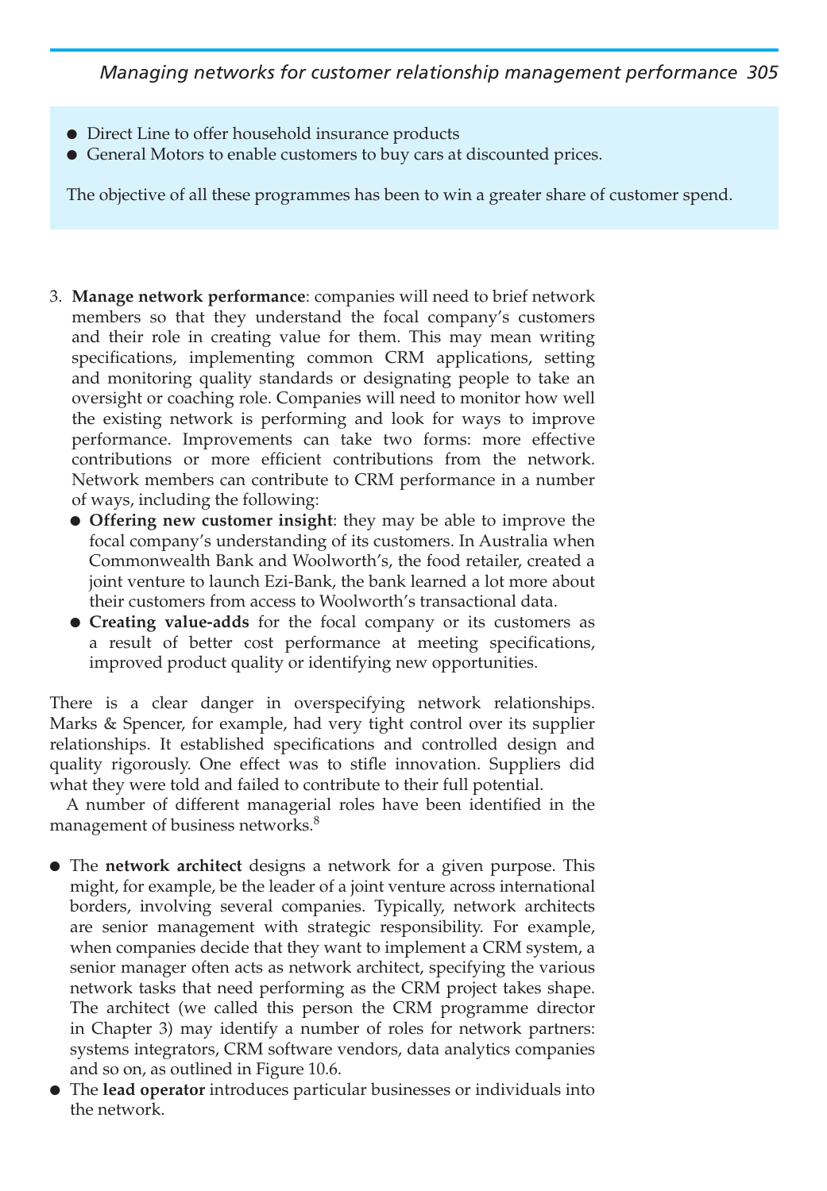- Direct Line to offer household insurance products
- General Motors to enable customers to buy cars at discounted prices.

The objective of all these programmes has been to win a greater share of customer spend.

3. **Manage network performance**: companies will need to brief network members so that they understand the focal company's customers and their role in creating value for them. This may mean writing specifications, implementing common CRM applications, setting and monitoring quality standards or designating people to take an oversight or coaching role. Companies will need to monitor how well the existing network is performing and look for ways to improve performance. Improvements can take two forms: more effective contributions or more efficient contributions from the network. Network members can contribute to CRM performance in a number of ways, including the following:
   - **Offering new customer insight**: they may be able to improve the focal company's understanding of its customers. In Australia when Commonwealth Bank and Woolworth's, the food retailer, created a joint venture to launch Ezi-Bank, the bank learned a lot more about their customers from access to Woolworth's transactional data.
   - **Creating value-adds** for the focal company or its customers as a result of better cost performance at meeting specifications, improved product quality or identifying new opportunities.

There is a clear danger in overspecifying network relationships. Marks & Spencer, for example, had very tight control over its supplier relationships. It established specifications and controlled design and quality rigorously. One effect was to stifle innovation. Suppliers did what they were told and failed to contribute to their full potential.

A number of different managerial roles have been identified in the management of business networks.[8]

- The **network architect** designs a network for a given purpose. This might, for example, be the leader of a joint venture across international borders, involving several companies. Typically, network architects are senior management with strategic responsibility. For example, when companies decide that they want to implement a CRM system, a senior manager often acts as network architect, specifying the various network tasks that need performing as the CRM project takes shape. The architect (we called this person the CRM programme director in Chapter 3) may identify a number of roles for network partners: systems integrators, CRM software vendors, data analytics companies and so on, as outlined in Figure 10.6.
- The **lead operator** introduces particular businesses or individuals into the network.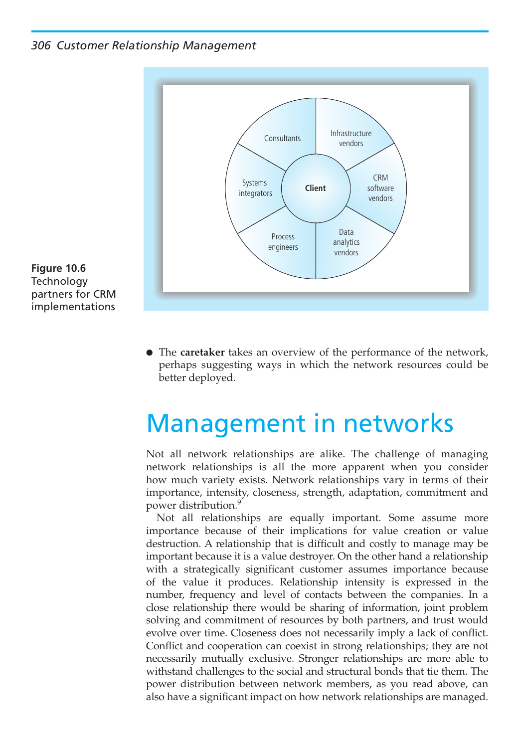Figure 10.6 Technology partners for CRM implementations

- The **caretaker** takes an overview of the performance of the network, perhaps suggesting ways in which the network resources could be better deployed.

# Management in networks

Not all network relationships are alike. The challenge of managing network relationships is all the more apparent when you consider how much variety exists. Network relationships vary in terms of their importance, intensity, closeness, strength, adaptation, commitment and power distribution.[9]

Not all relationships are equally important. Some assume more importance because of their implications for value creation or value destruction. A relationship that is difficult and costly to manage may be important because it is a value destroyer. On the other hand a relationship with a strategically significant customer assumes importance because of the value it produces. Relationship intensity is expressed in the number, frequency and level of contacts between the companies. In a close relationship there would be sharing of information, joint problem solving and commitment of resources by both partners, and trust would evolve over time. Closeness does not necessarily imply a lack of conflict. Conflict and cooperation can coexist in strong relationships; they are not necessarily mutually exclusive. Stronger relationships are more able to withstand challenges to the social and structural bonds that tie them. The power distribution between network members, as you read above, can also have a significant impact on how network relationships are managed.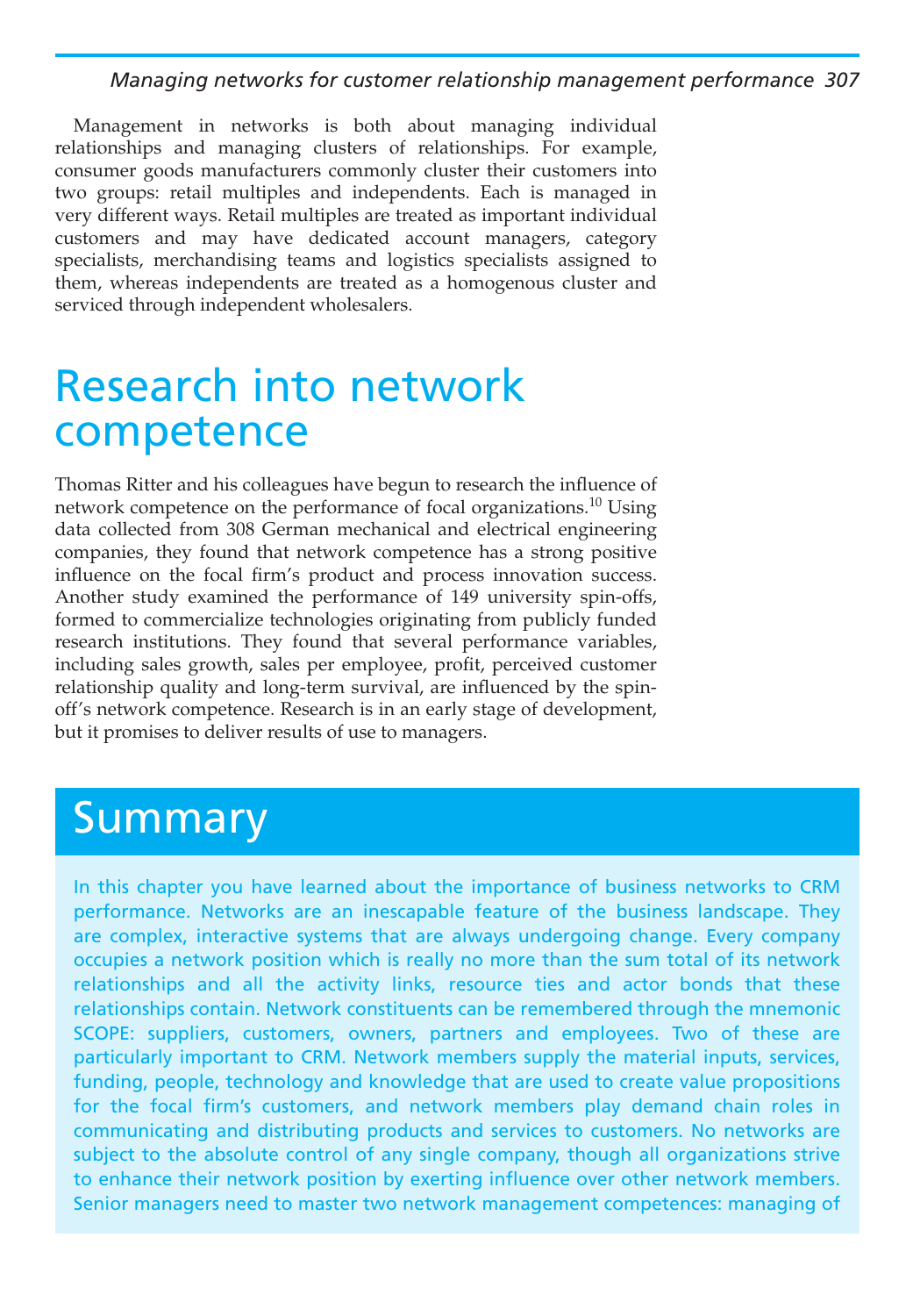Management in networks is both about managing individual relationships and managing clusters of relationships. For example, consumer goods manufacturers commonly cluster their customers into two groups: retail multiples and independents. Each is managed in very different ways. Retail multiples are treated as important individual customers and may have dedicated account managers, category specialists, merchandising teams and logistics specialists assigned to them, whereas independents are treated as a homogenous cluster and serviced through independent wholesalers.

# Research into network competence

Thomas Ritter and his colleagues have begun to research the influence of network competence on the performance of focal organizations.[10] Using data collected from 308 German mechanical and electrical engineering companies, they found that network competence has a strong positive influence on the focal firm's product and process innovation success. Another study examined the performance of 149 university spin-offs, formed to commercialize technologies originating from publicly funded research institutions. They found that several performance variables, including sales growth, sales per employee, profit, perceived customer relationship quality and long-term survival, are influenced by the spin-off's network competence. Research is in an early stage of development, but it promises to deliver results of use to managers.

# Summary

In this chapter you have learned about the importance of business networks to CRM performance. Networks are an inescapable feature of the business landscape. They are complex, interactive systems that are always undergoing change. Every company occupies a network position which is really no more than the sum total of its network relationships and all the activity links, resource ties and actor bonds that these relationships contain. Network constituents can be remembered through the mnemonic SCOPE: suppliers, customers, owners, partners and employees. Two of these are particularly important to CRM. Network members supply the material inputs, services, funding, people, technology and knowledge that are used to create value propositions for the focal firm's customers, and network members play demand chain roles in communicating and distributing products and services to customers. No networks are subject to the absolute control of any single company, though all organizations strive to enhance their network position by exerting influence over other network members. Senior managers need to master two network management competences: managing of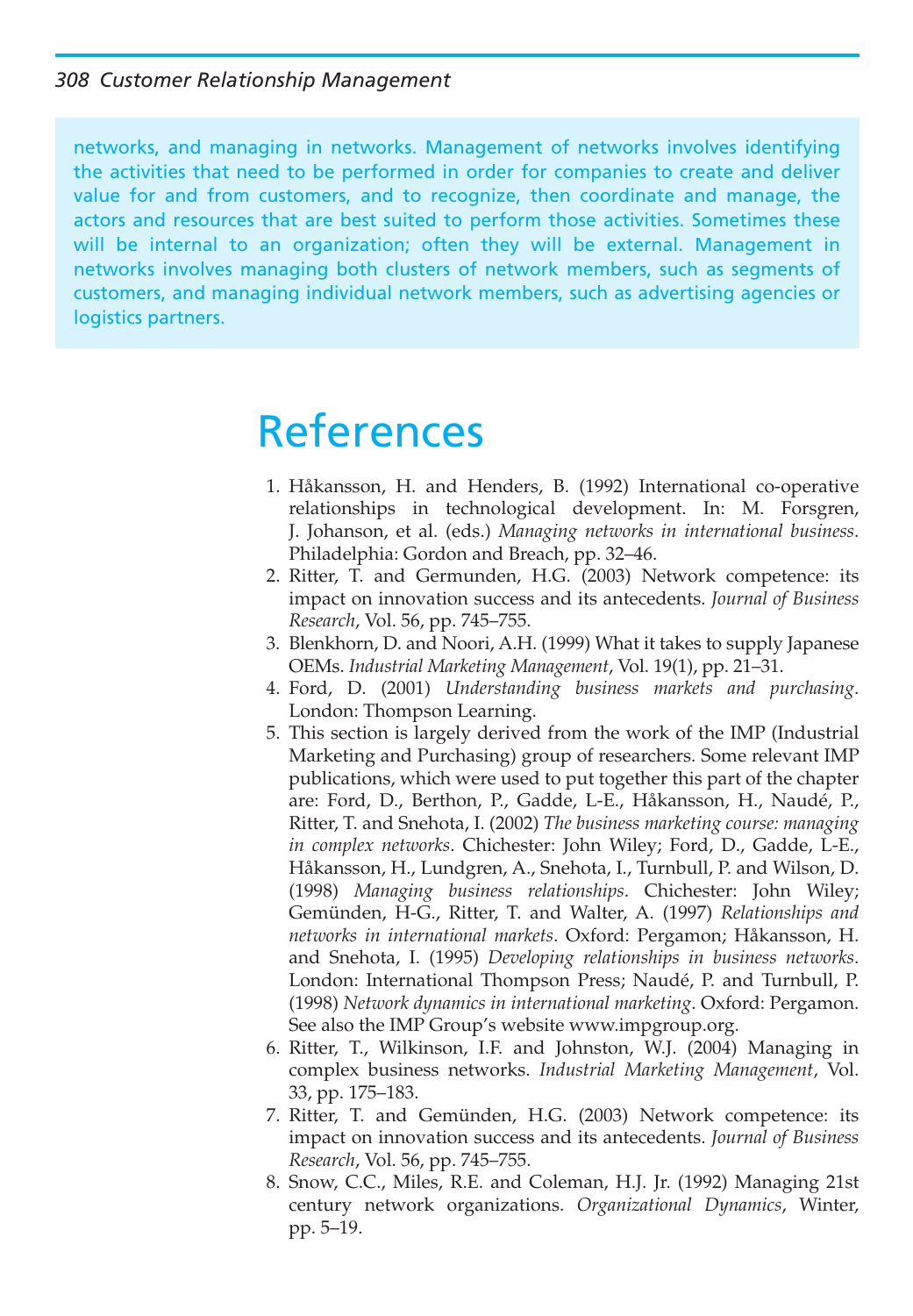networks, and managing in networks. Management of networks involves identifying the activities that need to be performed in order for companies to create and deliver value for and from customers, and to recognize, then coordinate and manage, the actors and resources that are best suited to perform those activities. Sometimes these will be internal to an organization; often they will be external. Management in networks involves managing both clusters of network members, such as segments of customers, and managing individual network members, such as advertising agencies or logistics partners.

# References

1. Håkansson, H. and Henders, B. (1992) International co-operative relationships in technological development. In: M. Forsgren, J. Johanson, et al. (eds.) *Managing networks in international business*. Philadelphia: Gordon and Breach, pp. 32–46.
2. Ritter, T. and Germunden, H.G. (2003) Network competence: its impact on innovation success and its antecedents. *Journal of Business Research*, Vol. 56, pp. 745–755.
3. Blenkhorn, D. and Noori, A.H. (1999) What it takes to supply Japanese OEMs. *Industrial Marketing Management*, Vol. 19(1), pp. 21–31.
4. Ford, D. (2001) *Understanding business markets and purchasing*. London: Thompson Learning.
5. This section is largely derived from the work of the IMP (Industrial Marketing and Purchasing) group of researchers. Some relevant IMP publications, which were used to put together this part of the chapter are: Ford, D., Berthon, P., Gadde, L-E., Håkansson, H., Naudé, P., Ritter, T. and Snehota, I. (2002) *The business marketing course: managing in complex networks*. Chichester: John Wiley; Ford, D., Gadde, L-E., Håkansson, H., Lundgren, A., Snehota, I., Turnbull, P. and Wilson, D. (1998) *Managing business relationships*. Chichester: John Wiley; Gemünden, H-G., Ritter, T. and Walter, A. (1997) *Relationships and networks in international markets*. Oxford: Pergamon; Håkansson, H. and Snehota, I. (1995) *Developing relationships in business networks*. London: International Thompson Press; Naudé, P. and Turnbull, P. (1998) *Network dynamics in international marketing*. Oxford: Pergamon. See also the IMP Group's website www.impgroup.org.
6. Ritter, T., Wilkinson, I.F. and Johnston, W.J. (2004) Managing in complex business networks. *Industrial Marketing Management*, Vol. 33, pp. 175–183.
7. Ritter, T. and Gemünden, H.G. (2003) Network competence: its impact on innovation success and its antecedents. *Journal of Business Research*, Vol. 56, pp. 745–755.
8. Snow, C.C., Miles, R.E. and Coleman, H.J. Jr. (1992) Managing 21st century network organizations. *Organizational Dynamics*, Winter, pp. 5–19.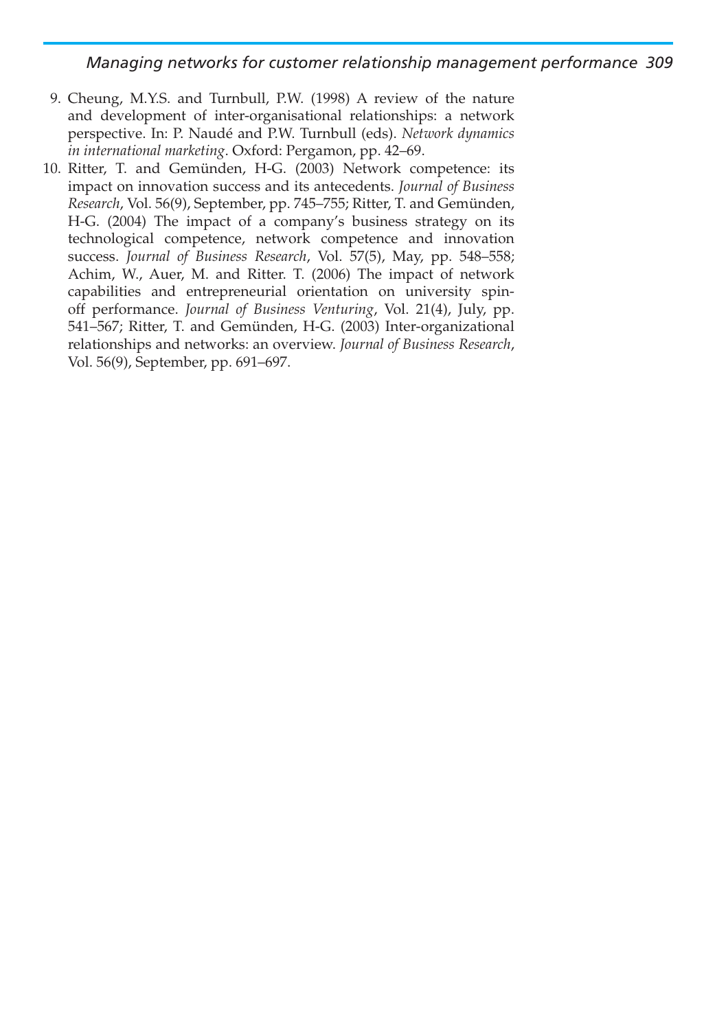9. Cheung, M.Y.S. and Turnbull, P.W. (1998) A review of the nature and development of inter-organisational relationships: a network perspective. In: P. Naudé and P.W. Turnbull (eds). *Network dynamics in international marketing*. Oxford: Pergamon, pp. 42–69.
10. Ritter, T. and Gemünden, H-G. (2003) Network competence: its impact on innovation success and its antecedents. *Journal of Business Research*, Vol. 56(9), September, pp. 745–755; Ritter, T. and Gemünden, H-G. (2004) The impact of a company's business strategy on its technological competence, network competence and innovation success. *Journal of Business Research*, Vol. 57(5), May, pp. 548–558; Achim, W., Auer, M. and Ritter. T. (2006) The impact of network capabilities and entrepreneurial orientation on university spin-off performance. *Journal of Business Venturing*, Vol. 21(4), July, pp. 541–567; Ritter, T. and Gemünden, H-G. (2003) Inter-organizational relationships and networks: an overview. *Journal of Business Research*, Vol. 56(9), September, pp. 691–697.